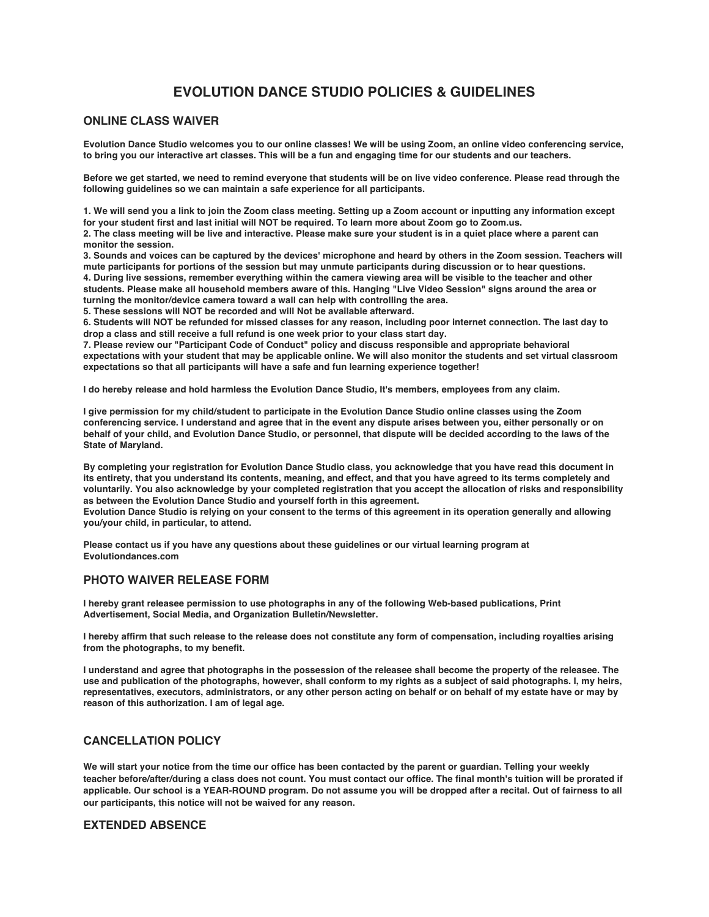# EVOLUTION DANCE STUDIO POLICIES & GUIDELINES

## ONLINE CLASS WAIVER

**Evolution Dance Studio welcomes you to our online classes! We will be using Zoom, an online video conferencing service, to bring you our interactive art classes. This will be a fun and engaging time for our students and our teachers.**

**Before we get started, we need to remind everyone that students will be on live video conference. Please read through the following guidelines so we can maintain a safe experience for all participants.**

**1. We will send you a link to join the Zoom class meeting. Setting up a Zoom account or inputting any information except for your student first and last initial will NOT be required. To learn more about Zoom go to Zoom.us.**
**2. The class meeting will be live and interactive. Please make sure your student is in a quiet place where a parent can monitor the session.**
**3. Sounds and voices can be captured by the devices' microphone and heard by others in the Zoom session. Teachers will mute participants for portions of the session but may unmute participants during discussion or to hear questions.**
**4. During live sessions, remember everything within the camera viewing area will be visible to the teacher and other students. Please make all household members aware of this. Hanging "Live Video Session" signs around the area or turning the monitor/device camera toward a wall can help with controlling the area.**
**5. These sessions will NOT be recorded and will Not be available afterward.**
**6. Students will NOT be refunded for missed classes for any reason, including poor internet connection. The last day to drop a class and still receive a full refund is one week prior to your class start day.**
**7. Please review our "Participant Code of Conduct" policy and discuss responsible and appropriate behavioral expectations with your student that may be applicable online. We will also monitor the students and set virtual classroom expectations so that all participants will have a safe and fun learning experience together!**

**I do hereby release and hold harmless the Evolution Dance Studio, It's members, employees from any claim.**

**I give permission for my child/student to participate in the Evolution Dance Studio online classes using the Zoom conferencing service. I understand and agree that in the event any dispute arises between you, either personally or on behalf of your child, and Evolution Dance Studio, or personnel, that dispute will be decided according to the laws of the State of Maryland.**

**By completing your registration for Evolution Dance Studio class, you acknowledge that you have read this document in its entirety, that you understand its contents, meaning, and effect, and that you have agreed to its terms completely and voluntarily. You also acknowledge by your completed registration that you accept the allocation of risks and responsibility as between the Evolution Dance Studio and yourself forth in this agreement.**
**Evolution Dance Studio is relying on your consent to the terms of this agreement in its operation generally and allowing you/your child, in particular, to attend.**

**Please contact us if you have any questions about these guidelines or our virtual learning program at Evolutiondances.com**

## PHOTO WAIVER RELEASE FORM

**I hereby grant releasee permission to use photographs in any of the following Web-based publications, Print Advertisement, Social Media, and Organization Bulletin/Newsletter.**

**I hereby affirm that such release to the release does not constitute any form of compensation, including royalties arising from the photographs, to my benefit.**

**I understand and agree that photographs in the possession of the releasee shall become the property of the releasee. The use and publication of the photographs, however, shall conform to my rights as a subject of said photographs. I, my heirs, representatives, executors, administrators, or any other person acting on behalf or on behalf of my estate have or may by reason of this authorization. I am of legal age.**

## CANCELLATION POLICY

**We will start your notice from the time our office has been contacted by the parent or guardian. Telling your weekly teacher before/after/during a class does not count. You must contact our office. The final month's tuition will be prorated if applicable. Our school is a YEAR-ROUND program. Do not assume you will be dropped after a recital. Out of fairness to all our participants, this notice will not be waived for any reason.**

## EXTENDED ABSENCE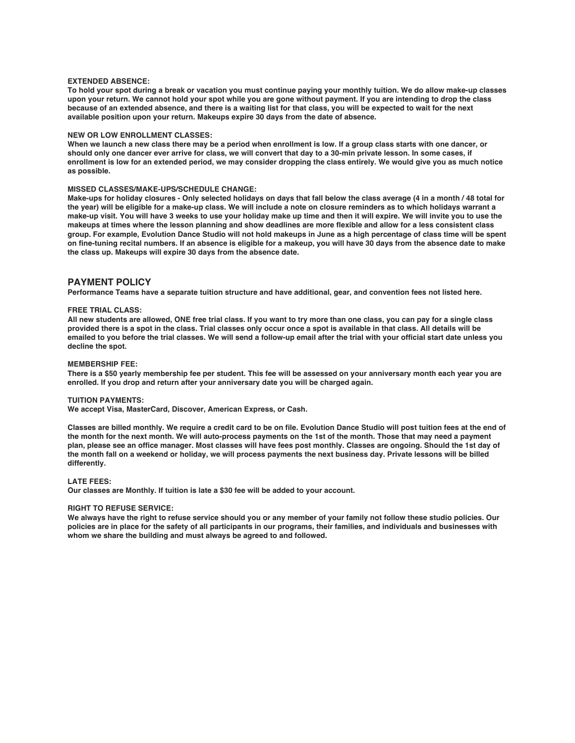**EXTENDED ABSENCE:**
**To hold your spot during a break or vacation you must continue paying your monthly tuition. We do allow make-up classes upon your return. We cannot hold your spot while you are gone without payment. If you are intending to drop the class because of an extended absence, and there is a waiting list for that class, you will be expected to wait for the next available position upon your return. Makeups expire 30 days from the date of absence.**

**NEW OR LOW ENROLLMENT CLASSES:**
**When we launch a new class there may be a period when enrollment is low. If a group class starts with one dancer, or should only one dancer ever arrive for class, we will convert that day to a 30-min private lesson. In some cases, if enrollment is low for an extended period, we may consider dropping the class entirely. We would give you as much notice as possible.**

**MISSED CLASSES/MAKE-UPS/SCHEDULE CHANGE:**
**Make-ups for holiday closures - Only selected holidays on days that fall below the class average (4 in a month / 48 total for the year) will be eligible for a make-up class. We will include a note on closure reminders as to which holidays warrant a make-up visit. You will have 3 weeks to use your holiday make up time and then it will expire. We will invite you to use the makeups at times where the lesson planning and show deadlines are more flexible and allow for a less consistent class group. For example, Evolution Dance Studio will not hold makeups in June as a high percentage of class time will be spent on fine-tuning recital numbers. If an absence is eligible for a makeup, you will have 30 days from the absence date to make the class up. Makeups will expire 30 days from the absence date.**

## PAYMENT POLICY

**Performance Teams have a separate tuition structure and have additional, gear, and convention fees not listed here.**

**FREE TRIAL CLASS:**
**All new students are allowed, ONE free trial class. If you want to try more than one class, you can pay for a single class provided there is a spot in the class. Trial classes only occur once a spot is available in that class. All details will be emailed to you before the trial classes. We will send a follow-up email after the trial with your official start date unless you decline the spot.**

**MEMBERSHIP FEE:**
**There is a $50 yearly membership fee per student. This fee will be assessed on your anniversary month each year you are enrolled. If you drop and return after your anniversary date you will be charged again.**

**TUITION PAYMENTS:**
**We accept Visa, MasterCard, Discover, American Express, or Cash.**

**Classes are billed monthly. We require a credit card to be on file. Evolution Dance Studio will post tuition fees at the end of the month for the next month. We will auto-process payments on the 1st of the month. Those that may need a payment plan, please see an office manager. Most classes will have fees post monthly. Classes are ongoing. Should the 1st day of the month fall on a weekend or holiday, we will process payments the next business day. Private lessons will be billed differently.**

**LATE FEES:**
**Our classes are Monthly. If tuition is late a $30 fee will be added to your account.**

**RIGHT TO REFUSE SERVICE:**
**We always have the right to refuse service should you or any member of your family not follow these studio policies. Our policies are in place for the safety of all participants in our programs, their families, and individuals and businesses with whom we share the building and must always be agreed to and followed.**